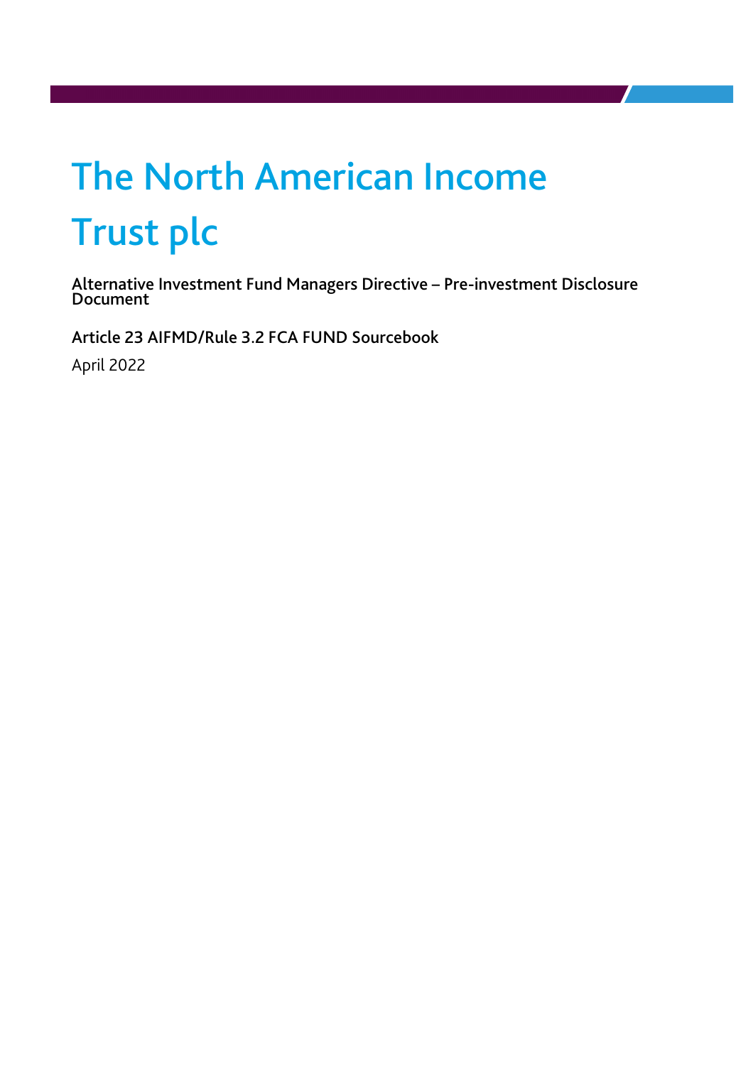# The North American Income Trust plc

**Alternative Investment Fund Managers Directive – Pre-investment Disclosure Document**

**Article 23 AIFMD/Rule 3.2 FCA FUND Sourcebook**

April 2022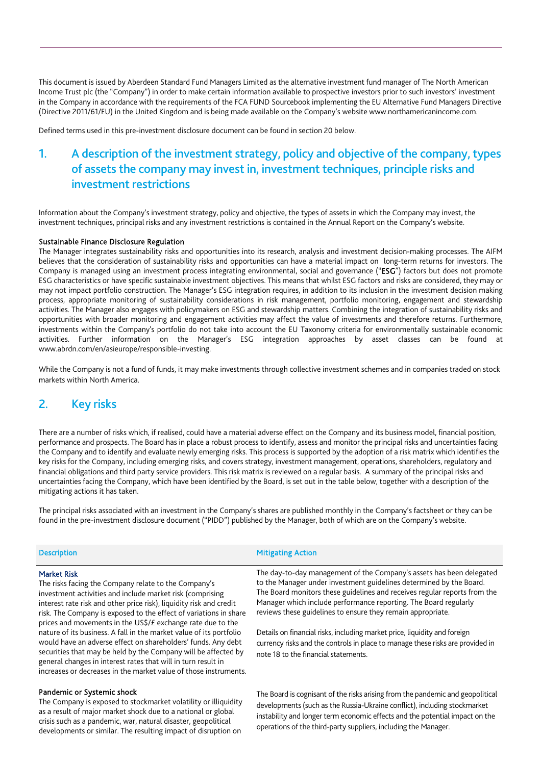This document is issued by Aberdeen Standard Fund Managers Limited as the alternative investment fund manager of The North American Income Trust plc (the "Company") in order to make certain information available to prospective investors prior to such investors' investment in the Company in accordance with the requirements of the FCA FUND Sourcebook implementing the EU Alternative Fund Managers Directive (Directive 2011/61/EU) in the United Kingdom and is being made available on the Company's website www.northamericanincome.com.

Defined terms used in this pre-investment disclosure document can be found in section 20 below.

## 1. A description of the investment strategy, policy and objective of the company, types of assets the company may invest in, investment techniques, principle risks and investment restrictions

Information about the Company's investment strategy, policy and objective, the types of assets in which the Company may invest, the investment techniques, principal risks and any investment restrictions is contained in the Annual Report on the Company's website.

**Sustainable Finance Disclosure Regulation**

The Manager integrates sustainability risks and opportunities into its research, analysis and investment decision-making processes. The AIFM believes that the consideration of sustainability risks and opportunities can have a material impact on long-term returns for investors. The Company is managed using an investment process integrating environmental, social and governance ("**ESG**") factors but does not promote ESG characteristics or have specific sustainable investment objectives. This means that whilst ESG factors and risks are considered, they may or may not impact portfolio construction. The Manager's ESG integration requires, in addition to its inclusion in the investment decision making process, appropriate monitoring of sustainability considerations in risk management, portfolio monitoring, engagement and stewardship activities. The Manager also engages with policymakers on ESG and stewardship matters. Combining the integration of sustainability risks and opportunities with broader monitoring and engagement activities may affect the value of investments and therefore returns. Furthermore, investments within the Company's portfolio do not take into account the EU Taxonomy criteria for environmentally sustainable economic activities. Further information on the Manager's ESG integration approaches by asset classes can be found at www.abrdn.com/en/asieurope/responsible-investing.

While the Company is not a fund of funds, it may make investments through collective investment schemes and in companies traded on stock markets within North America.

## 2. Key risks

There are a number of risks which, if realised, could have a material adverse effect on the Company and its business model, financial position, performance and prospects. The Board has in place a robust process to identify, assess and monitor the principal risks and uncertainties facing the Company and to identify and evaluate newly emerging risks. This process is supported by the adoption of a risk matrix which identifies the key risks for the Company, including emerging risks, and covers strategy, investment management, operations, shareholders, regulatory and financial obligations and third party service providers. This risk matrix is reviewed on a regular basis. A summary of the principal risks and uncertainties facing the Company, which have been identified by the Board, is set out in the table below, together with a description of the mitigating actions it has taken.

The principal risks associated with an investment in the Company's shares are published monthly in the Company's factsheet or they can be found in the pre-investment disclosure document ("PIDD") published by the Manager, both of which are on the Company's website.

| Description | Mitigating Action |
|---|---|
| **Market Risk**<br>The risks facing the Company relate to the Company's investment activities and include market risk (comprising interest rate risk and other price risk), liquidity risk and credit risk. The Company is exposed to the effect of variations in share prices and movements in the US$/£ exchange rate due to the nature of its business. A fall in the market value of its portfolio would have an adverse effect on shareholders' funds. Any debt securities that may be held by the Company will be affected by general changes in interest rates that will in turn result in increases or decreases in the market value of those instruments. | The day-to-day management of the Company's assets has been delegated to the Manager under investment guidelines determined by the Board. The Board monitors these guidelines and receives regular reports from the Manager which include performance reporting. The Board regularly reviews these guidelines to ensure they remain appropriate.<br><br>Details on financial risks, including market price, liquidity and foreign currency risks and the controls in place to manage these risks are provided in note 18 to the financial statements. |
| **Pandemic or Systemic shock**<br>The Company is exposed to stockmarket volatility or illiquidity as a result of major market shock due to a national or global crisis such as a pandemic, war, natural disaster, geopolitical developments or similar. The resulting impact of disruption on | The Board is cognisant of the risks arising from the pandemic and geopolitical developments (such as the Russia-Ukraine conflict), including stockmarket instability and longer term economic effects and the potential impact on the operations of the third-party suppliers, including the Manager. |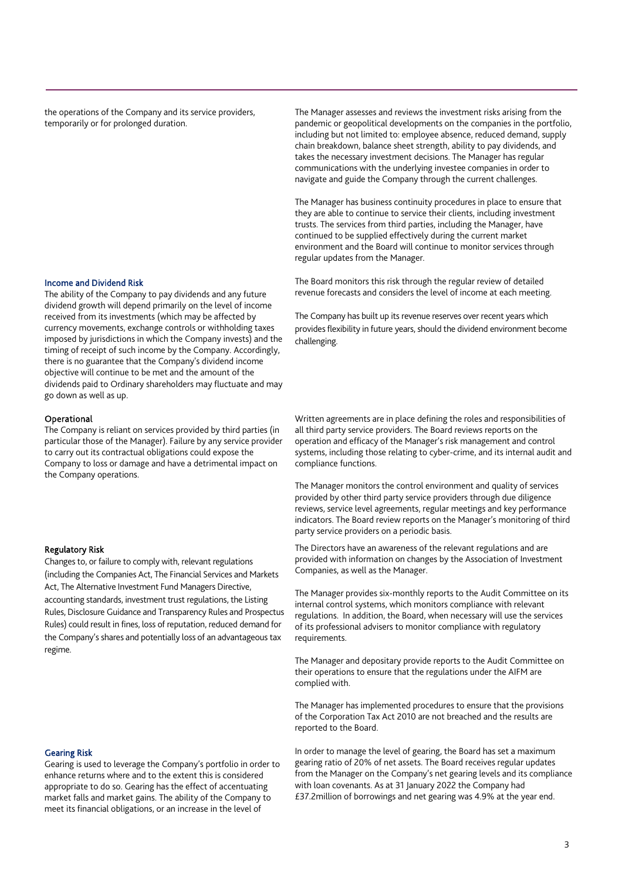the operations of the Company and its service providers, temporarily or for prolonged duration.

The Manager assesses and reviews the investment risks arising from the pandemic or geopolitical developments on the companies in the portfolio, including but not limited to: employee absence, reduced demand, supply chain breakdown, balance sheet strength, ability to pay dividends, and takes the necessary investment decisions. The Manager has regular communications with the underlying investee companies in order to navigate and guide the Company through the current challenges.

The Manager has business continuity procedures in place to ensure that they are able to continue to service their clients, including investment trusts. The services from third parties, including the Manager, have continued to be supplied effectively during the current market environment and the Board will continue to monitor services through regular updates from the Manager.

### Income and Dividend Risk

The ability of the Company to pay dividends and any future dividend growth will depend primarily on the level of income received from its investments (which may be affected by currency movements, exchange controls or withholding taxes imposed by jurisdictions in which the Company invests) and the timing of receipt of such income by the Company. Accordingly, there is no guarantee that the Company's dividend income objective will continue to be met and the amount of the dividends paid to Ordinary shareholders may fluctuate and may go down as well as up.

The Board monitors this risk through the regular review of detailed revenue forecasts and considers the level of income at each meeting.

The Company has built up its revenue reserves over recent years which provides flexibility in future years, should the dividend environment become challenging.

### Operational

The Company is reliant on services provided by third parties (in particular those of the Manager). Failure by any service provider to carry out its contractual obligations could expose the Company to loss or damage and have a detrimental impact on the Company operations.

Written agreements are in place defining the roles and responsibilities of all third party service providers. The Board reviews reports on the operation and efficacy of the Manager's risk management and control systems, including those relating to cyber-crime, and its internal audit and compliance functions.

The Manager monitors the control environment and quality of services provided by other third party service providers through due diligence reviews, service level agreements, regular meetings and key performance indicators. The Board review reports on the Manager's monitoring of third party service providers on a periodic basis.

### Regulatory Risk

Changes to, or failure to comply with, relevant regulations (including the Companies Act, The Financial Services and Markets Act, The Alternative Investment Fund Managers Directive, accounting standards, investment trust regulations, the Listing Rules, Disclosure Guidance and Transparency Rules and Prospectus Rules) could result in fines, loss of reputation, reduced demand for the Company's shares and potentially loss of an advantageous tax regime.

The Directors have an awareness of the relevant regulations and are provided with information on changes by the Association of Investment Companies, as well as the Manager.

The Manager provides six-monthly reports to the Audit Committee on its internal control systems, which monitors compliance with relevant regulations. In addition, the Board, when necessary will use the services of its professional advisers to monitor compliance with regulatory requirements.

The Manager and depositary provide reports to the Audit Committee on their operations to ensure that the regulations under the AIFM are complied with.

The Manager has implemented procedures to ensure that the provisions of the Corporation Tax Act 2010 are not breached and the results are reported to the Board.

### Gearing Risk

Gearing is used to leverage the Company's portfolio in order to enhance returns where and to the extent this is considered appropriate to do so. Gearing has the effect of accentuating market falls and market gains. The ability of the Company to meet its financial obligations, or an increase in the level of

In order to manage the level of gearing, the Board has set a maximum gearing ratio of 20% of net assets. The Board receives regular updates from the Manager on the Company's net gearing levels and its compliance with loan covenants. As at 31 January 2022 the Company had £37.2million of borrowings and net gearing was 4.9% at the year end.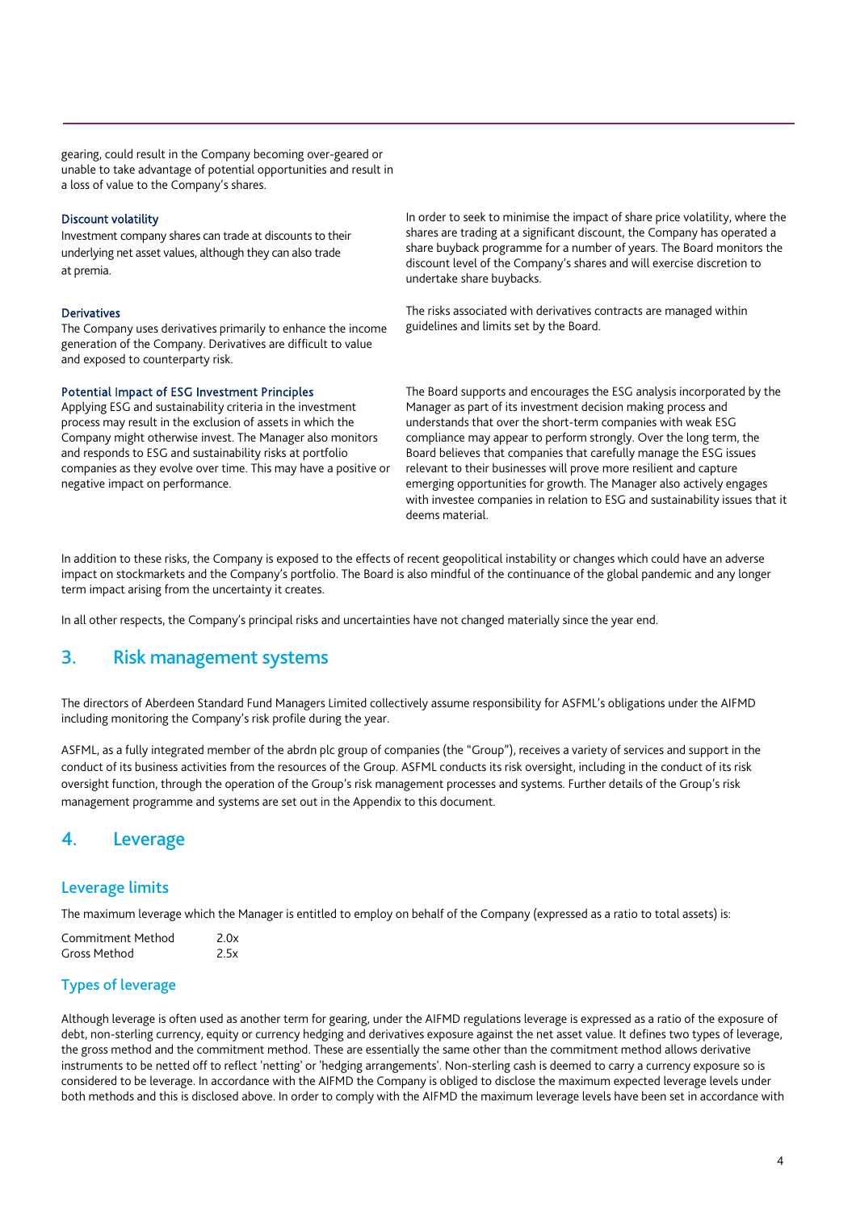gearing, could result in the Company becoming over-geared or unable to take advantage of potential opportunities and result in a loss of value to the Company's shares.

**Discount volatility**

Investment company shares can trade at discounts to their underlying net asset values, although they can also trade at premia.

In order to seek to minimise the impact of share price volatility, where the shares are trading at a significant discount, the Company has operated a share buyback programme for a number of years. The Board monitors the discount level of the Company's shares and will exercise discretion to undertake share buybacks.

**Derivatives**

The Company uses derivatives primarily to enhance the income generation of the Company. Derivatives are difficult to value and exposed to counterparty risk.

The risks associated with derivatives contracts are managed within guidelines and limits set by the Board.

**Potential Impact of ESG Investment Principles**

Applying ESG and sustainability criteria in the investment process may result in the exclusion of assets in which the Company might otherwise invest. The Manager also monitors and responds to ESG and sustainability risks at portfolio companies as they evolve over time. This may have a positive or negative impact on performance.

The Board supports and encourages the ESG analysis incorporated by the Manager as part of its investment decision making process and understands that over the short-term companies with weak ESG compliance may appear to perform strongly. Over the long term, the Board believes that companies that carefully manage the ESG issues relevant to their businesses will prove more resilient and capture emerging opportunities for growth. The Manager also actively engages with investee companies in relation to ESG and sustainability issues that it deems material.

In addition to these risks, the Company is exposed to the effects of recent geopolitical instability or changes which could have an adverse impact on stockmarkets and the Company's portfolio. The Board is also mindful of the continuance of the global pandemic and any longer term impact arising from the uncertainty it creates.

In all other respects, the Company's principal risks and uncertainties have not changed materially since the year end.

## 3. Risk management systems

The directors of Aberdeen Standard Fund Managers Limited collectively assume responsibility for ASFML's obligations under the AIFMD including monitoring the Company's risk profile during the year.

ASFML, as a fully integrated member of the abrdn plc group of companies (the "Group"), receives a variety of services and support in the conduct of its business activities from the resources of the Group. ASFML conducts its risk oversight, including in the conduct of its risk oversight function, through the operation of the Group's risk management processes and systems. Further details of the Group's risk management programme and systems are set out in the Appendix to this document.

## 4. Leverage

### Leverage limits

The maximum leverage which the Manager is entitled to employ on behalf of the Company (expressed as a ratio to total assets) is:

| | |
|---|---|
| Commitment Method | 2.0x |
| Gross Method | 2.5x |

### Types of leverage

Although leverage is often used as another term for gearing, under the AIFMD regulations leverage is expressed as a ratio of the exposure of debt, non-sterling currency, equity or currency hedging and derivatives exposure against the net asset value. It defines two types of leverage, the gross method and the commitment method. These are essentially the same other than the commitment method allows derivative instruments to be netted off to reflect 'netting' or 'hedging arrangements'. Non-sterling cash is deemed to carry a currency exposure so is considered to be leverage. In accordance with the AIFMD the Company is obliged to disclose the maximum expected leverage levels under both methods and this is disclosed above. In order to comply with the AIFMD the maximum leverage levels have been set in accordance with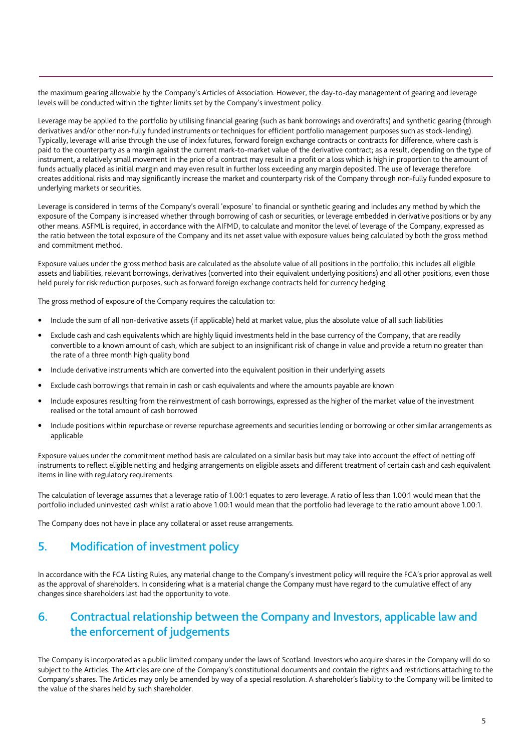the maximum gearing allowable by the Company's Articles of Association. However, the day-to-day management of gearing and leverage levels will be conducted within the tighter limits set by the Company's investment policy.

Leverage may be applied to the portfolio by utilising financial gearing (such as bank borrowings and overdrafts) and synthetic gearing (through derivatives and/or other non-fully funded instruments or techniques for efficient portfolio management purposes such as stock-lending). Typically, leverage will arise through the use of index futures, forward foreign exchange contracts or contracts for difference, where cash is paid to the counterparty as a margin against the current mark-to-market value of the derivative contract; as a result, depending on the type of instrument, a relatively small movement in the price of a contract may result in a profit or a loss which is high in proportion to the amount of funds actually placed as initial margin and may even result in further loss exceeding any margin deposited. The use of leverage therefore creates additional risks and may significantly increase the market and counterparty risk of the Company through non-fully funded exposure to underlying markets or securities.

Leverage is considered in terms of the Company's overall 'exposure' to financial or synthetic gearing and includes any method by which the exposure of the Company is increased whether through borrowing of cash or securities, or leverage embedded in derivative positions or by any other means. ASFML is required, in accordance with the AIFMD, to calculate and monitor the level of leverage of the Company, expressed as the ratio between the total exposure of the Company and its net asset value with exposure values being calculated by both the gross method and commitment method.

Exposure values under the gross method basis are calculated as the absolute value of all positions in the portfolio; this includes all eligible assets and liabilities, relevant borrowings, derivatives (converted into their equivalent underlying positions) and all other positions, even those held purely for risk reduction purposes, such as forward foreign exchange contracts held for currency hedging.

The gross method of exposure of the Company requires the calculation to:

- Include the sum of all non-derivative assets (if applicable) held at market value, plus the absolute value of all such liabilities
- Exclude cash and cash equivalents which are highly liquid investments held in the base currency of the Company, that are readily convertible to a known amount of cash, which are subject to an insignificant risk of change in value and provide a return no greater than the rate of a three month high quality bond
- Include derivative instruments which are converted into the equivalent position in their underlying assets
- Exclude cash borrowings that remain in cash or cash equivalents and where the amounts payable are known
- Include exposures resulting from the reinvestment of cash borrowings, expressed as the higher of the market value of the investment realised or the total amount of cash borrowed
- Include positions within repurchase or reverse repurchase agreements and securities lending or borrowing or other similar arrangements as applicable

Exposure values under the commitment method basis are calculated on a similar basis but may take into account the effect of netting off instruments to reflect eligible netting and hedging arrangements on eligible assets and different treatment of certain cash and cash equivalent items in line with regulatory requirements.

The calculation of leverage assumes that a leverage ratio of 1.00:1 equates to zero leverage. A ratio of less than 1.00:1 would mean that the portfolio included uninvested cash whilst a ratio above 1.00:1 would mean that the portfolio had leverage to the ratio amount above 1.00:1.

The Company does not have in place any collateral or asset reuse arrangements.

## 5. Modification of investment policy

In accordance with the FCA Listing Rules, any material change to the Company's investment policy will require the FCA's prior approval as well as the approval of shareholders. In considering what is a material change the Company must have regard to the cumulative effect of any changes since shareholders last had the opportunity to vote.

## 6. Contractual relationship between the Company and Investors, applicable law and the enforcement of judgements

The Company is incorporated as a public limited company under the laws of Scotland. Investors who acquire shares in the Company will do so subject to the Articles. The Articles are one of the Company's constitutional documents and contain the rights and restrictions attaching to the Company's shares. The Articles may only be amended by way of a special resolution. A shareholder's liability to the Company will be limited to the value of the shares held by such shareholder.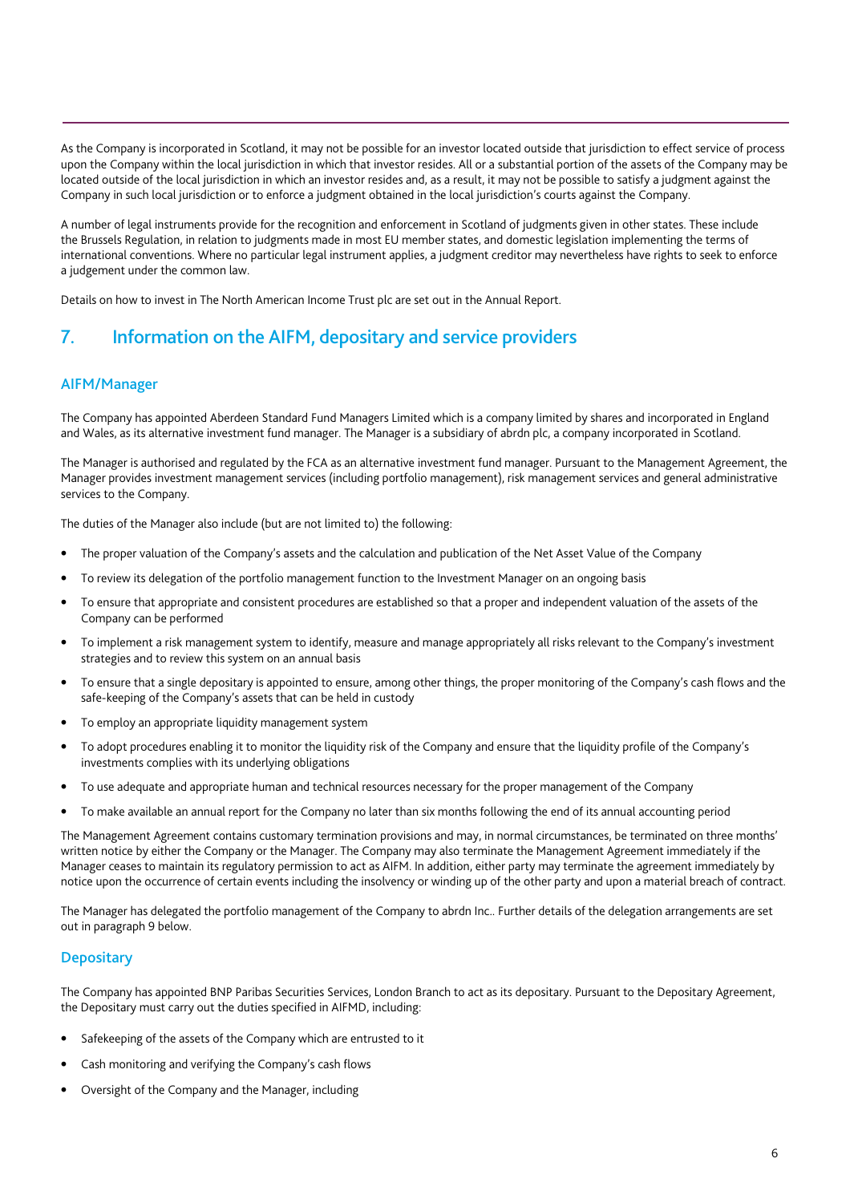As the Company is incorporated in Scotland, it may not be possible for an investor located outside that jurisdiction to effect service of process upon the Company within the local jurisdiction in which that investor resides. All or a substantial portion of the assets of the Company may be located outside of the local jurisdiction in which an investor resides and, as a result, it may not be possible to satisfy a judgment against the Company in such local jurisdiction or to enforce a judgment obtained in the local jurisdiction's courts against the Company.

A number of legal instruments provide for the recognition and enforcement in Scotland of judgments given in other states. These include the Brussels Regulation, in relation to judgments made in most EU member states, and domestic legislation implementing the terms of international conventions. Where no particular legal instrument applies, a judgment creditor may nevertheless have rights to seek to enforce a judgement under the common law.

Details on how to invest in The North American Income Trust plc are set out in the Annual Report.

## 7. Information on the AIFM, depositary and service providers

### AIFM/Manager

The Company has appointed Aberdeen Standard Fund Managers Limited which is a company limited by shares and incorporated in England and Wales, as its alternative investment fund manager. The Manager is a subsidiary of abrdn plc, a company incorporated in Scotland.

The Manager is authorised and regulated by the FCA as an alternative investment fund manager. Pursuant to the Management Agreement, the Manager provides investment management services (including portfolio management), risk management services and general administrative services to the Company.

The duties of the Manager also include (but are not limited to) the following:

- The proper valuation of the Company's assets and the calculation and publication of the Net Asset Value of the Company
- To review its delegation of the portfolio management function to the Investment Manager on an ongoing basis
- To ensure that appropriate and consistent procedures are established so that a proper and independent valuation of the assets of the Company can be performed
- To implement a risk management system to identify, measure and manage appropriately all risks relevant to the Company's investment strategies and to review this system on an annual basis
- To ensure that a single depositary is appointed to ensure, among other things, the proper monitoring of the Company's cash flows and the safe-keeping of the Company's assets that can be held in custody
- To employ an appropriate liquidity management system
- To adopt procedures enabling it to monitor the liquidity risk of the Company and ensure that the liquidity profile of the Company's investments complies with its underlying obligations
- To use adequate and appropriate human and technical resources necessary for the proper management of the Company
- To make available an annual report for the Company no later than six months following the end of its annual accounting period

The Management Agreement contains customary termination provisions and may, in normal circumstances, be terminated on three months' written notice by either the Company or the Manager. The Company may also terminate the Management Agreement immediately if the Manager ceases to maintain its regulatory permission to act as AIFM. In addition, either party may terminate the agreement immediately by notice upon the occurrence of certain events including the insolvency or winding up of the other party and upon a material breach of contract.

The Manager has delegated the portfolio management of the Company to abrdn Inc.. Further details of the delegation arrangements are set out in paragraph 9 below.

### Depositary

The Company has appointed BNP Paribas Securities Services, London Branch to act as its depositary. Pursuant to the Depositary Agreement, the Depositary must carry out the duties specified in AIFMD, including:

- Safekeeping of the assets of the Company which are entrusted to it
- Cash monitoring and verifying the Company's cash flows
- Oversight of the Company and the Manager, including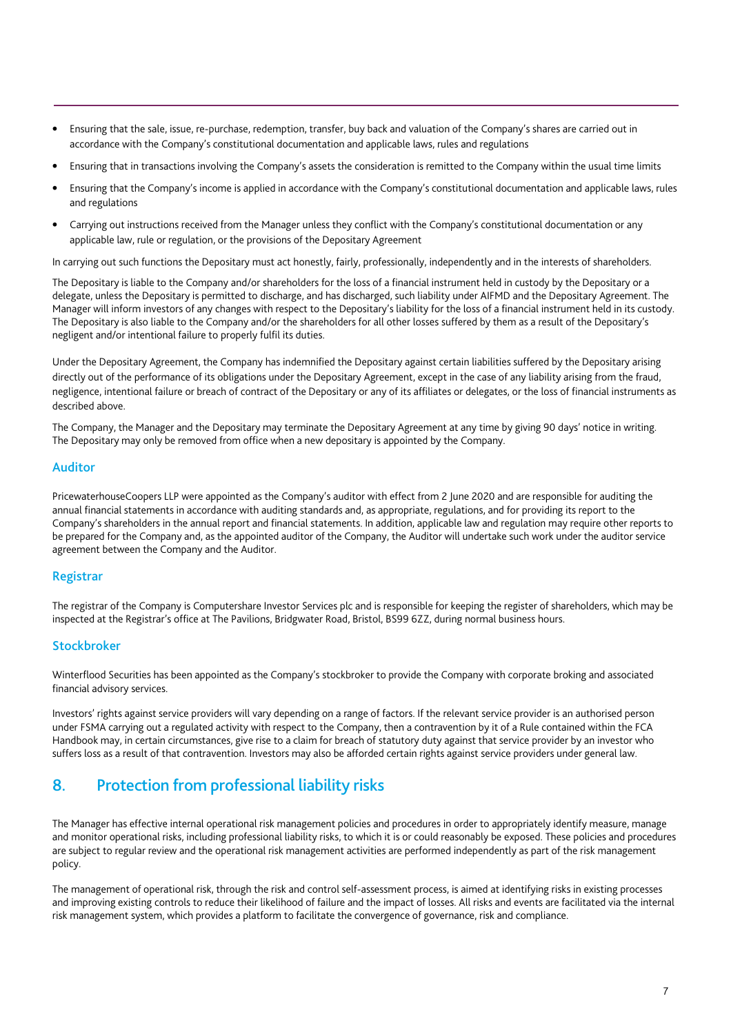- Ensuring that the sale, issue, re-purchase, redemption, transfer, buy back and valuation of the Company's shares are carried out in accordance with the Company's constitutional documentation and applicable laws, rules and regulations
- Ensuring that in transactions involving the Company's assets the consideration is remitted to the Company within the usual time limits
- Ensuring that the Company's income is applied in accordance with the Company's constitutional documentation and applicable laws, rules and regulations
- Carrying out instructions received from the Manager unless they conflict with the Company's constitutional documentation or any applicable law, rule or regulation, or the provisions of the Depositary Agreement

In carrying out such functions the Depositary must act honestly, fairly, professionally, independently and in the interests of shareholders.

The Depositary is liable to the Company and/or shareholders for the loss of a financial instrument held in custody by the Depositary or a delegate, unless the Depositary is permitted to discharge, and has discharged, such liability under AIFMD and the Depositary Agreement. The Manager will inform investors of any changes with respect to the Depositary's liability for the loss of a financial instrument held in its custody. The Depositary is also liable to the Company and/or the shareholders for all other losses suffered by them as a result of the Depositary's negligent and/or intentional failure to properly fulfil its duties.

Under the Depositary Agreement, the Company has indemnified the Depositary against certain liabilities suffered by the Depositary arising directly out of the performance of its obligations under the Depositary Agreement, except in the case of any liability arising from the fraud, negligence, intentional failure or breach of contract of the Depositary or any of its affiliates or delegates, or the loss of financial instruments as described above.

The Company, the Manager and the Depositary may terminate the Depositary Agreement at any time by giving 90 days' notice in writing. The Depositary may only be removed from office when a new depositary is appointed by the Company.

### Auditor

PricewaterhouseCoopers LLP were appointed as the Company's auditor with effect from 2 June 2020 and are responsible for auditing the annual financial statements in accordance with auditing standards and, as appropriate, regulations, and for providing its report to the Company's shareholders in the annual report and financial statements. In addition, applicable law and regulation may require other reports to be prepared for the Company and, as the appointed auditor of the Company, the Auditor will undertake such work under the auditor service agreement between the Company and the Auditor.

### Registrar

The registrar of the Company is Computershare Investor Services plc and is responsible for keeping the register of shareholders, which may be inspected at the Registrar's office at The Pavilions, Bridgwater Road, Bristol, BS99 6ZZ, during normal business hours.

### Stockbroker

Winterflood Securities has been appointed as the Company's stockbroker to provide the Company with corporate broking and associated financial advisory services.

Investors' rights against service providers will vary depending on a range of factors. If the relevant service provider is an authorised person under FSMA carrying out a regulated activity with respect to the Company, then a contravention by it of a Rule contained within the FCA Handbook may, in certain circumstances, give rise to a claim for breach of statutory duty against that service provider by an investor who suffers loss as a result of that contravention. Investors may also be afforded certain rights against service providers under general law.

## 8. Protection from professional liability risks

The Manager has effective internal operational risk management policies and procedures in order to appropriately identify measure, manage and monitor operational risks, including professional liability risks, to which it is or could reasonably be exposed. These policies and procedures are subject to regular review and the operational risk management activities are performed independently as part of the risk management policy.

The management of operational risk, through the risk and control self-assessment process, is aimed at identifying risks in existing processes and improving existing controls to reduce their likelihood of failure and the impact of losses. All risks and events are facilitated via the internal risk management system, which provides a platform to facilitate the convergence of governance, risk and compliance.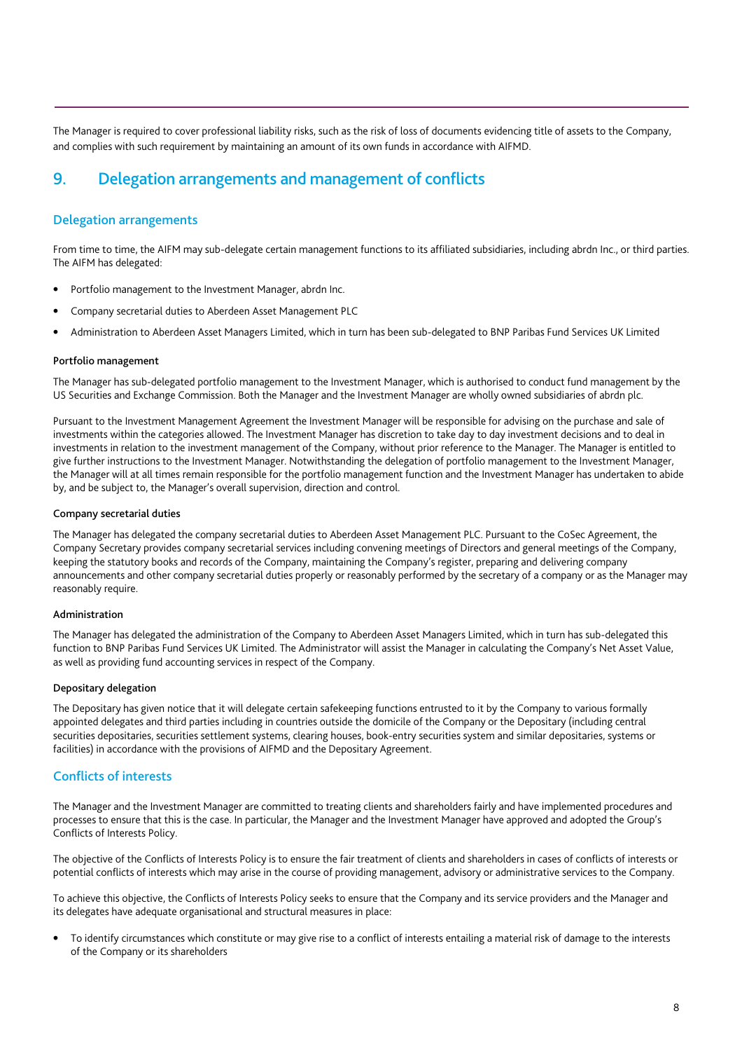The Manager is required to cover professional liability risks, such as the risk of loss of documents evidencing title of assets to the Company, and complies with such requirement by maintaining an amount of its own funds in accordance with AIFMD.

## 9. Delegation arrangements and management of conflicts

### Delegation arrangements

From time to time, the AIFM may sub-delegate certain management functions to its affiliated subsidiaries, including abrdn Inc., or third parties. The AIFM has delegated:

- Portfolio management to the Investment Manager, abrdn Inc.
- Company secretarial duties to Aberdeen Asset Management PLC
- Administration to Aberdeen Asset Managers Limited, which in turn has been sub-delegated to BNP Paribas Fund Services UK Limited

#### Portfolio management

The Manager has sub-delegated portfolio management to the Investment Manager, which is authorised to conduct fund management by the US Securities and Exchange Commission. Both the Manager and the Investment Manager are wholly owned subsidiaries of abrdn plc.

Pursuant to the Investment Management Agreement the Investment Manager will be responsible for advising on the purchase and sale of investments within the categories allowed. The Investment Manager has discretion to take day to day investment decisions and to deal in investments in relation to the investment management of the Company, without prior reference to the Manager. The Manager is entitled to give further instructions to the Investment Manager. Notwithstanding the delegation of portfolio management to the Investment Manager, the Manager will at all times remain responsible for the portfolio management function and the Investment Manager has undertaken to abide by, and be subject to, the Manager's overall supervision, direction and control.

#### Company secretarial duties

The Manager has delegated the company secretarial duties to Aberdeen Asset Management PLC. Pursuant to the CoSec Agreement, the Company Secretary provides company secretarial services including convening meetings of Directors and general meetings of the Company, keeping the statutory books and records of the Company, maintaining the Company's register, preparing and delivering company announcements and other company secretarial duties properly or reasonably performed by the secretary of a company or as the Manager may reasonably require.

#### Administration

The Manager has delegated the administration of the Company to Aberdeen Asset Managers Limited, which in turn has sub-delegated this function to BNP Paribas Fund Services UK Limited. The Administrator will assist the Manager in calculating the Company's Net Asset Value, as well as providing fund accounting services in respect of the Company.

#### Depositary delegation

The Depositary has given notice that it will delegate certain safekeeping functions entrusted to it by the Company to various formally appointed delegates and third parties including in countries outside the domicile of the Company or the Depositary (including central securities depositaries, securities settlement systems, clearing houses, book-entry securities system and similar depositaries, systems or facilities) in accordance with the provisions of AIFMD and the Depositary Agreement.

### Conflicts of interests

The Manager and the Investment Manager are committed to treating clients and shareholders fairly and have implemented procedures and processes to ensure that this is the case. In particular, the Manager and the Investment Manager have approved and adopted the Group's Conflicts of Interests Policy.

The objective of the Conflicts of Interests Policy is to ensure the fair treatment of clients and shareholders in cases of conflicts of interests or potential conflicts of interests which may arise in the course of providing management, advisory or administrative services to the Company.

To achieve this objective, the Conflicts of Interests Policy seeks to ensure that the Company and its service providers and the Manager and its delegates have adequate organisational and structural measures in place:

- To identify circumstances which constitute or may give rise to a conflict of interests entailing a material risk of damage to the interests of the Company or its shareholders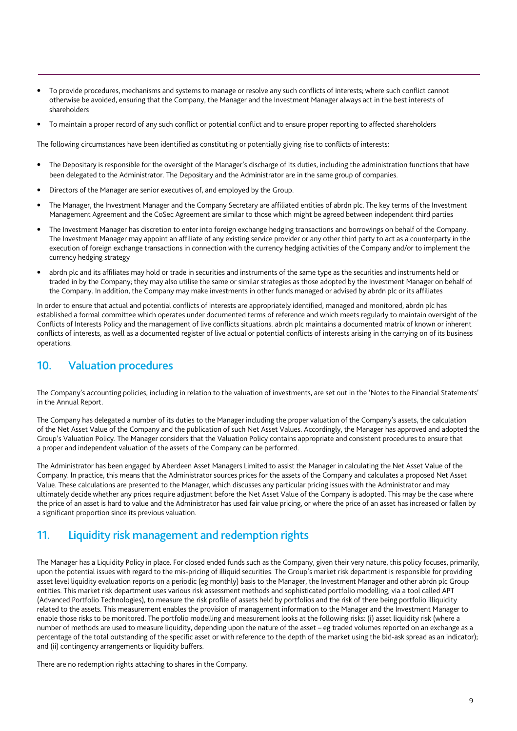- To provide procedures, mechanisms and systems to manage or resolve any such conflicts of interests; where such conflict cannot otherwise be avoided, ensuring that the Company, the Manager and the Investment Manager always act in the best interests of shareholders
- To maintain a proper record of any such conflict or potential conflict and to ensure proper reporting to affected shareholders

The following circumstances have been identified as constituting or potentially giving rise to conflicts of interests:

- The Depositary is responsible for the oversight of the Manager's discharge of its duties, including the administration functions that have been delegated to the Administrator. The Depositary and the Administrator are in the same group of companies.
- Directors of the Manager are senior executives of, and employed by the Group.
- The Manager, the Investment Manager and the Company Secretary are affiliated entities of abrdn plc. The key terms of the Investment Management Agreement and the CoSec Agreement are similar to those which might be agreed between independent third parties
- The Investment Manager has discretion to enter into foreign exchange hedging transactions and borrowings on behalf of the Company. The Investment Manager may appoint an affiliate of any existing service provider or any other third party to act as a counterparty in the execution of foreign exchange transactions in connection with the currency hedging activities of the Company and/or to implement the currency hedging strategy
- abrdn plc and its affiliates may hold or trade in securities and instruments of the same type as the securities and instruments held or traded in by the Company; they may also utilise the same or similar strategies as those adopted by the Investment Manager on behalf of the Company. In addition, the Company may make investments in other funds managed or advised by abrdn plc or its affiliates

In order to ensure that actual and potential conflicts of interests are appropriately identified, managed and monitored, abrdn plc has established a formal committee which operates under documented terms of reference and which meets regularly to maintain oversight of the Conflicts of Interests Policy and the management of live conflicts situations. abrdn plc maintains a documented matrix of known or inherent conflicts of interests, as well as a documented register of live actual or potential conflicts of interests arising in the carrying on of its business operations.

## 10. Valuation procedures

The Company's accounting policies, including in relation to the valuation of investments, are set out in the 'Notes to the Financial Statements' in the Annual Report.

The Company has delegated a number of its duties to the Manager including the proper valuation of the Company's assets, the calculation of the Net Asset Value of the Company and the publication of such Net Asset Values. Accordingly, the Manager has approved and adopted the Group's Valuation Policy. The Manager considers that the Valuation Policy contains appropriate and consistent procedures to ensure that a proper and independent valuation of the assets of the Company can be performed.

The Administrator has been engaged by Aberdeen Asset Managers Limited to assist the Manager in calculating the Net Asset Value of the Company. In practice, this means that the Administrator sources prices for the assets of the Company and calculates a proposed Net Asset Value. These calculations are presented to the Manager, which discusses any particular pricing issues with the Administrator and may ultimately decide whether any prices require adjustment before the Net Asset Value of the Company is adopted. This may be the case where the price of an asset is hard to value and the Administrator has used fair value pricing, or where the price of an asset has increased or fallen by a significant proportion since its previous valuation.

## 11. Liquidity risk management and redemption rights

The Manager has a Liquidity Policy in place. For closed ended funds such as the Company, given their very nature, this policy focuses, primarily, upon the potential issues with regard to the mis-pricing of illiquid securities. The Group's market risk department is responsible for providing asset level liquidity evaluation reports on a periodic (eg monthly) basis to the Manager, the Investment Manager and other abrdn plc Group entities. This market risk department uses various risk assessment methods and sophisticated portfolio modelling, via a tool called APT (Advanced Portfolio Technologies), to measure the risk profile of assets held by portfolios and the risk of there being portfolio illiquidity related to the assets. This measurement enables the provision of management information to the Manager and the Investment Manager to enable those risks to be monitored. The portfolio modelling and measurement looks at the following risks: (i) asset liquidity risk (where a number of methods are used to measure liquidity, depending upon the nature of the asset – eg traded volumes reported on an exchange as a percentage of the total outstanding of the specific asset or with reference to the depth of the market using the bid-ask spread as an indicator); and (ii) contingency arrangements or liquidity buffers.

There are no redemption rights attaching to shares in the Company.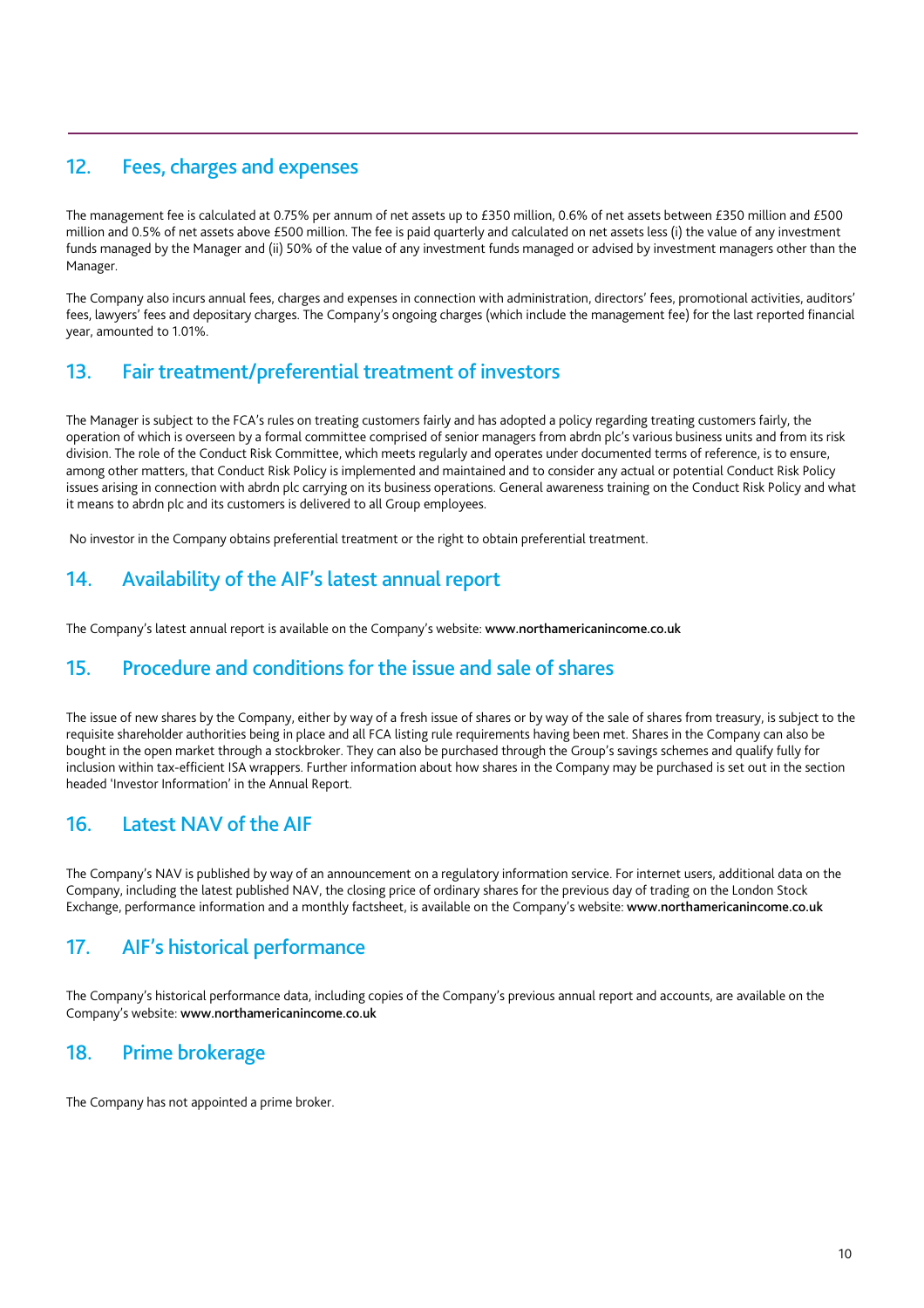## 12. Fees, charges and expenses

The management fee is calculated at 0.75% per annum of net assets up to £350 million, 0.6% of net assets between £350 million and £500 million and 0.5% of net assets above £500 million. The fee is paid quarterly and calculated on net assets less (i) the value of any investment funds managed by the Manager and (ii) 50% of the value of any investment funds managed or advised by investment managers other than the Manager.

The Company also incurs annual fees, charges and expenses in connection with administration, directors' fees, promotional activities, auditors' fees, lawyers' fees and depositary charges. The Company's ongoing charges (which include the management fee) for the last reported financial year, amounted to 1.01%.

## 13. Fair treatment/preferential treatment of investors

The Manager is subject to the FCA's rules on treating customers fairly and has adopted a policy regarding treating customers fairly, the operation of which is overseen by a formal committee comprised of senior managers from abrdn plc's various business units and from its risk division. The role of the Conduct Risk Committee, which meets regularly and operates under documented terms of reference, is to ensure, among other matters, that Conduct Risk Policy is implemented and maintained and to consider any actual or potential Conduct Risk Policy issues arising in connection with abrdn plc carrying on its business operations. General awareness training on the Conduct Risk Policy and what it means to abrdn plc and its customers is delivered to all Group employees.

No investor in the Company obtains preferential treatment or the right to obtain preferential treatment.

## 14. Availability of the AIF's latest annual report

The Company's latest annual report is available on the Company's website: **www.northamericanincome.co.uk**

## 15. Procedure and conditions for the issue and sale of shares

The issue of new shares by the Company, either by way of a fresh issue of shares or by way of the sale of shares from treasury, is subject to the requisite shareholder authorities being in place and all FCA listing rule requirements having been met. Shares in the Company can also be bought in the open market through a stockbroker. They can also be purchased through the Group's savings schemes and qualify fully for inclusion within tax-efficient ISA wrappers. Further information about how shares in the Company may be purchased is set out in the section headed 'Investor Information' in the Annual Report.

## 16. Latest NAV of the AIF

The Company's NAV is published by way of an announcement on a regulatory information service. For internet users, additional data on the Company, including the latest published NAV, the closing price of ordinary shares for the previous day of trading on the London Stock Exchange, performance information and a monthly factsheet, is available on the Company's website: **www.northamericanincome.co.uk**

## 17. AIF's historical performance

The Company's historical performance data, including copies of the Company's previous annual report and accounts, are available on the Company's website: **www.northamericanincome.co.uk**

## 18. Prime brokerage

The Company has not appointed a prime broker.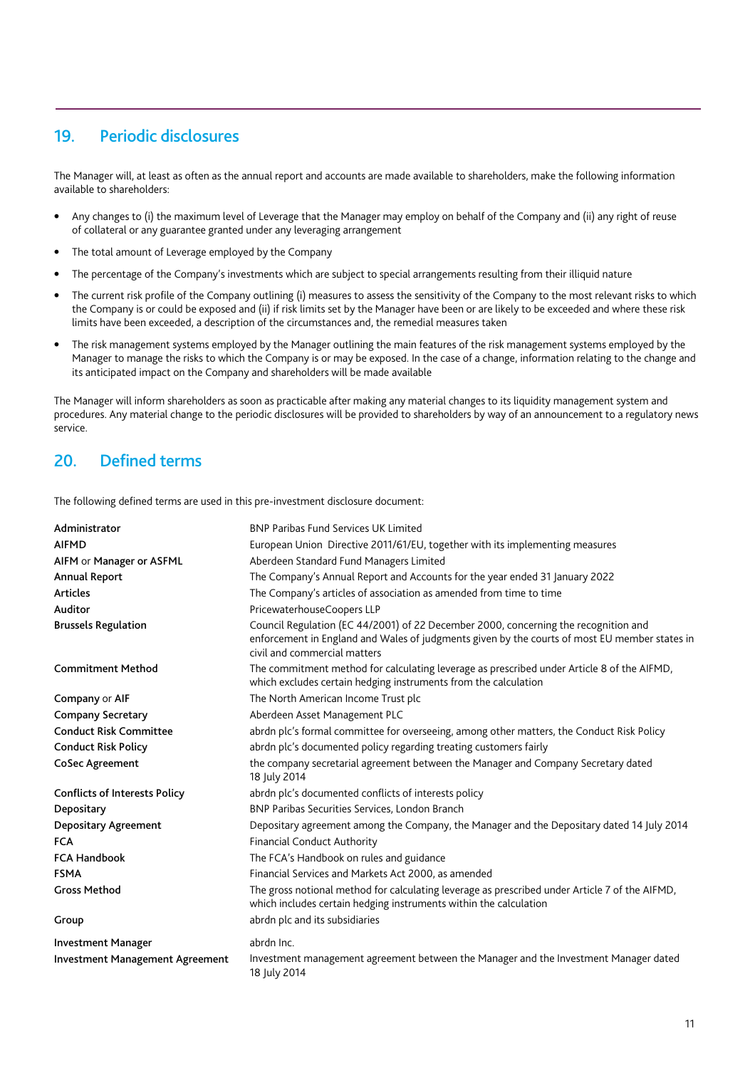## 19. Periodic disclosures

The Manager will, at least as often as the annual report and accounts are made available to shareholders, make the following information available to shareholders:

- Any changes to (i) the maximum level of Leverage that the Manager may employ on behalf of the Company and (ii) any right of reuse of collateral or any guarantee granted under any leveraging arrangement
- The total amount of Leverage employed by the Company
- The percentage of the Company's investments which are subject to special arrangements resulting from their illiquid nature
- The current risk profile of the Company outlining (i) measures to assess the sensitivity of the Company to the most relevant risks to which the Company is or could be exposed and (ii) if risk limits set by the Manager have been or are likely to be exceeded and where these risk limits have been exceeded, a description of the circumstances and, the remedial measures taken
- The risk management systems employed by the Manager outlining the main features of the risk management systems employed by the Manager to manage the risks to which the Company is or may be exposed. In the case of a change, information relating to the change and its anticipated impact on the Company and shareholders will be made available

The Manager will inform shareholders as soon as practicable after making any material changes to its liquidity management system and procedures. Any material change to the periodic disclosures will be provided to shareholders by way of an announcement to a regulatory news service.

## 20. Defined terms

The following defined terms are used in this pre-investment disclosure document:

| Term | Definition |
|---|---|
| **Administrator** | BNP Paribas Fund Services UK Limited |
| **AIFMD** | European Union Directive 2011/61/EU, together with its implementing measures |
| **AIFM** or **Manager or ASFML** | Aberdeen Standard Fund Managers Limited |
| **Annual Report** | The Company's Annual Report and Accounts for the year ended 31 January 2022 |
| **Articles** | The Company's articles of association as amended from time to time |
| **Auditor** | PricewaterhouseCoopers LLP |
| **Brussels Regulation** | Council Regulation (EC 44/2001) of 22 December 2000, concerning the recognition and enforcement in England and Wales of judgments given by the courts of most EU member states in civil and commercial matters |
| **Commitment Method** | The commitment method for calculating leverage as prescribed under Article 8 of the AIFMD, which excludes certain hedging instruments from the calculation |
| **Company** or **AIF** | The North American Income Trust plc |
| **Company Secretary** | Aberdeen Asset Management PLC |
| **Conduct Risk Committee** | abrdn plc's formal committee for overseeing, among other matters, the Conduct Risk Policy |
| **Conduct Risk Policy** | abrdn plc's documented policy regarding treating customers fairly |
| **CoSec Agreement** | the company secretarial agreement between the Manager and Company Secretary dated 18 July 2014 |
| **Conflicts of Interests Policy** | abrdn plc's documented conflicts of interests policy |
| **Depositary** | BNP Paribas Securities Services, London Branch |
| **Depositary Agreement** | Depositary agreement among the Company, the Manager and the Depositary dated 14 July 2014 |
| **FCA** | Financial Conduct Authority |
| **FCA Handbook** | The FCA's Handbook on rules and guidance |
| **FSMA** | Financial Services and Markets Act 2000, as amended |
| **Gross Method** | The gross notional method for calculating leverage as prescribed under Article 7 of the AIFMD, which includes certain hedging instruments within the calculation |
| **Group** | abrdn plc and its subsidiaries |
| **Investment Manager** | abrdn Inc. |
| **Investment Management Agreement** | Investment management agreement between the Manager and the Investment Manager dated 18 July 2014 |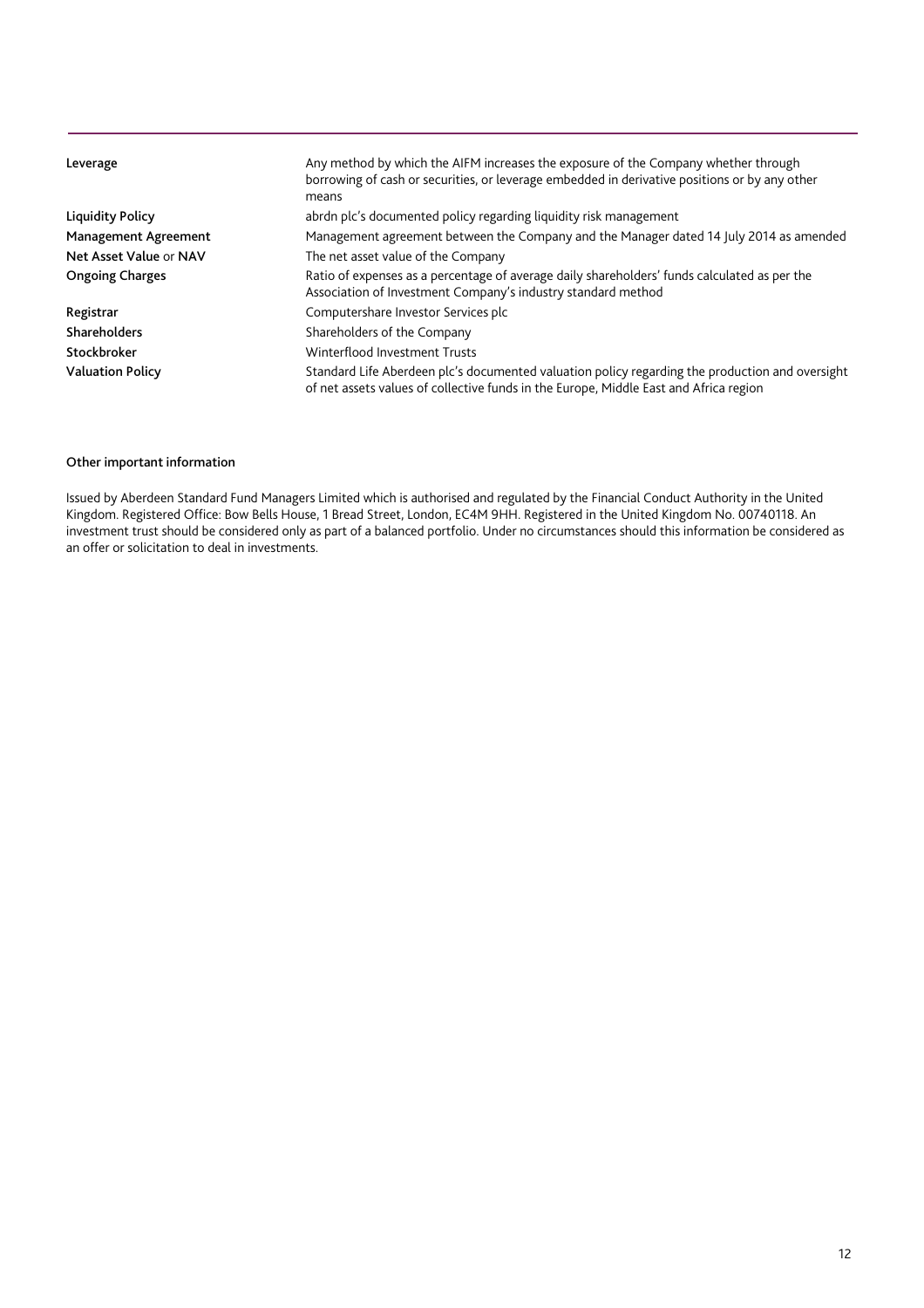| | |
|---|---|
| **Leverage** | Any method by which the AIFM increases the exposure of the Company whether through borrowing of cash or securities, or leverage embedded in derivative positions or by any other means |
| **Liquidity Policy** | abrdn plc's documented policy regarding liquidity risk management |
| **Management Agreement** | Management agreement between the Company and the Manager dated 14 July 2014 as amended |
| **Net Asset Value** or **NAV** | The net asset value of the Company |
| **Ongoing Charges** | Ratio of expenses as a percentage of average daily shareholders' funds calculated as per the Association of Investment Company's industry standard method |
| **Registrar** | Computershare Investor Services plc |
| **Shareholders** | Shareholders of the Company |
| **Stockbroker** | Winterflood Investment Trusts |
| **Valuation Policy** | Standard Life Aberdeen plc's documented valuation policy regarding the production and oversight of net assets values of collective funds in the Europe, Middle East and Africa region |

**Other important information**

Issued by Aberdeen Standard Fund Managers Limited which is authorised and regulated by the Financial Conduct Authority in the United Kingdom. Registered Office: Bow Bells House, 1 Bread Street, London, EC4M 9HH. Registered in the United Kingdom No. 00740118. An investment trust should be considered only as part of a balanced portfolio. Under no circumstances should this information be considered as an offer or solicitation to deal in investments.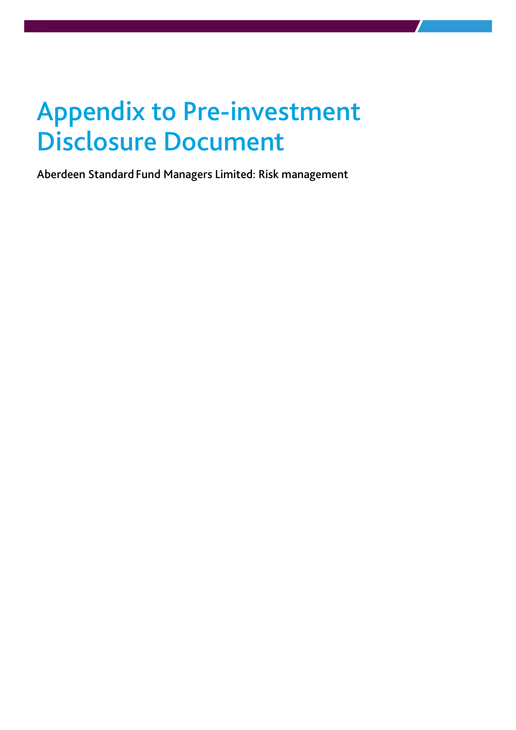# Appendix to Pre-investment Disclosure Document

Aberdeen Standard Fund Managers Limited: Risk management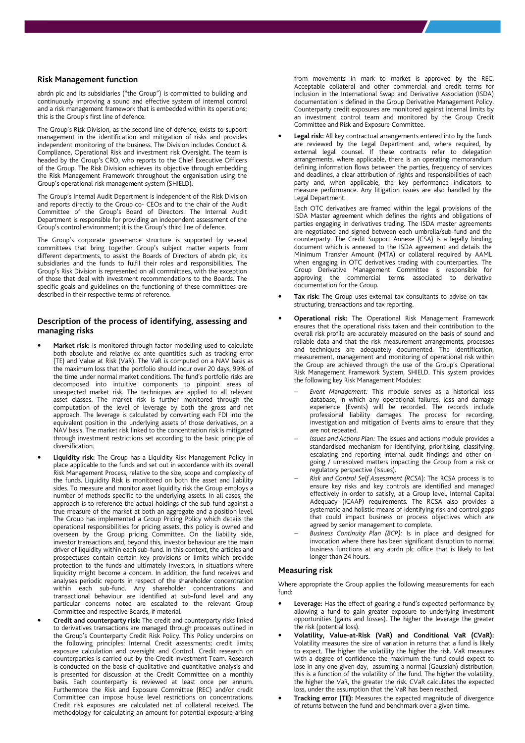## Risk Management function

abrdn plc and its subsidiaries ("the Group") is committed to building and continuously improving a sound and effective system of internal control and a risk management framework that is embedded within its operations; this is the Group's first line of defence.

The Group's Risk Division, as the second line of defence, exists to support management in the identification and mitigation of risks and provides independent monitoring of the business. The Division includes Conduct & Compliance, Operational Risk and investment risk Oversight. The team is headed by the Group's CRO, who reports to the Chief Executive Officers of the Group. The Risk Division achieves its objective through embedding the Risk Management Framework throughout the organisation using the Group's operational risk management system (SHIELD).

The Group's Internal Audit Department is independent of the Risk Division and reports directly to the Group co- CEOs and to the chair of the Audit Committee of the Group's Board of Directors. The Internal Audit Department is responsible for providing an independent assessment of the Group's control environment; it is the Group's third line of defence.

The Group's corporate governance structure is supported by several committees that bring together Group's subject matter experts from different departments, to assist the Boards of Directors of abrdn plc, its subsidiaries and the funds to fulfil their roles and responsibilities. The Group's Risk Division is represented on all committees, with the exception of those that deal with investment recommendations to the Boards. The specific goals and guidelines on the functioning of these committees are described in their respective terms of reference.

## Description of the process of identifying, assessing and managing risks

- **Market risk:** Is monitored through factor modelling used to calculate both absolute and relative ex ante quantities such as tracking error (TE) and Value at Risk (VaR). The VaR is computed on a NAV basis as the maximum loss that the portfolio should incur over 20 days, 99% of the time under normal market conditions. The fund's portfolio risks are decomposed into intuitive components to pinpoint areas of unexpected market risk. The techniques are applied to all relevant asset classes. The market risk is further monitored through the computation of the level of leverage by both the gross and net approach. The leverage is calculated by converting each FDI into the equivalent position in the underlying assets of those derivatives, on a NAV basis. The market risk linked to the concentration risk is mitigated through investment restrictions set according to the basic principle of diversification.
- **Liquidity risk:** The Group has a Liquidity Risk Management Policy in place applicable to the funds and set out in accordance with its overall Risk Management Process, relative to the size, scope and complexity of the funds. Liquidity Risk is monitored on both the asset and liability sides. To measure and monitor asset liquidity risk the Group employs a number of methods specific to the underlying assets. In all cases, the approach is to reference the actual holdings of the sub-fund against a true measure of the market at both an aggregate and a position level. The Group has implemented a Group Pricing Policy which details the operational responsibilities for pricing assets, this policy is owned and overseen by the Group pricing Committee. On the liability side, investor transactions and, beyond this, investor behaviour are the main driver of liquidity within each sub-fund. In this context, the articles and prospectuses contain certain key provisions or limits which provide protection to the funds and ultimately investors, in situations where liquidity might become a concern. In addition, the fund receives and analyses periodic reports in respect of the shareholder concentration within each sub-fund. Any shareholder concentrations and transactional behaviour are identified at sub-fund level and any particular concerns noted are escalated to the relevant Group Committee and respective Boards, if material.
- **Credit and counterparty risk:** The credit and counterparty risks linked to derivatives transactions are managed through processes outlined in the Group's Counterparty Credit Risk Policy. This Policy underpins on the following principles: Internal Credit assessments; credit limits; exposure calculation and oversight and Control. Credit research on counterparties is carried out by the Credit Investment Team. Research is conducted on the basis of qualitative and quantitative analysis and is presented for discussion at the Credit Committee on a monthly basis. Each counterparty is reviewed at least once per annum. Furthermore the Risk and Exposure Committee (REC) and/or credit Committee can impose house level restrictions on concentrations. Credit risk exposures are calculated net of collateral received. The methodology for calculating an amount for potential exposure arising from movements in mark to market is approved by the REC. Acceptable collateral and other commercial and credit terms for inclusion in the International Swap and Derivative Association (ISDA) documentation is defined in the Group Derivative Management Policy. Counterparty credit exposures are monitored against internal limits by an investment control team and monitored by the Group Credit Committee and Risk and Exposure Committee.
- **Legal risk:** All key contractual arrangements entered into by the funds are reviewed by the Legal Department and, where required, by external legal counsel. If these contracts refer to delegation arrangements, where applicable, there is an operating memorandum defining information flows between the parties, frequency of services and deadlines, a clear attribution of rights and responsibilities of each party and, when applicable, the key performance indicators to measure performance. Any litigation issues are also handled by the Legal Department.

  Each OTC derivatives are framed within the legal provisions of the ISDA Master agreement which defines the rights and obligations of parties engaging in derivatives trading. The ISDA master agreements are negotiated and signed between each umbrella/sub-fund and the counterparty. The Credit Support Annexe (CSA) is a legally binding document which is annexed to the ISDA agreement and details the Minimum Transfer Amount (MTA) or collateral required by AAML when engaging in OTC derivatives trading with counterparties. The Group Derivative Management Committee is responsible for approving the commercial terms associated to derivative documentation for the Group.
- **Tax risk:** The Group uses external tax consultants to advise on tax structuring, transactions and tax reporting.
- **Operational risk:** The Operational Risk Management Framework ensures that the operational risks taken and their contribution to the overall risk profile are accurately measured on the basis of sound and reliable data and that the risk measurement arrangements, processes and techniques are adequately documented. The identification, measurement, management and monitoring of operational risk within the Group are achieved through the use of the Group's Operational Risk Management Framework System, SHIELD. This system provides the following key Risk Management Modules:
  - *Event Management:* This module serves as a historical loss database, in which any operational failures, loss and damage experience (Events) will be recorded. The records include professional liability damages. The process for recording, investigation and mitigation of Events aims to ensure that they are not repeated.
  - *Issues and Actions Plan:* The issues and actions module provides a standardised mechanism for identifying, prioritising, classifying, escalating and reporting internal audit findings and other on-going / unresolved matters impacting the Group from a risk or regulatory perspective (Issues).
  - *Risk and Control Self Assessment (RCSA)*: The RCSA process is to ensure key risks and key controls are identified and managed effectively in order to satisfy, at a Group level, Internal Capital Adequacy (ICAAP) requirements. The RCSA also provides a systematic and holistic means of identifying risk and control gaps that could impact business or process objectives which are agreed by senior management to complete.
  - *Business Continuity Plan (BCP):* Is in place and designed for invocation where there has been significant disruption to normal business functions at any abrdn plc office that is likely to last longer than 24 hours.

## Measuring risk

Where appropriate the Group applies the following measurements for each fund:

- **Leverage:** Has the effect of gearing a fund's expected performance by allowing a fund to gain greater exposure to underlying investment opportunities (gains and losses). The higher the leverage the greater the risk (potential loss).
- **Volatility, Value-at-Risk (VaR) and Conditional VaR (CVaR):** Volatility measures the size of variation in returns that a fund is likely to expect. The higher the volatility the higher the risk. VaR measures with a degree of confidence the maximum the fund could expect to lose in any one given day, assuming a normal (Gaussian) distribution, this is a function of the volatility of the fund. The higher the volatility, the higher the VaR, the greater the risk. CVaR calculates the expected loss, under the assumption that the VaR has been reached.
- **Tracking error (TE):** Measures the expected magnitude of divergence of returns between the fund and benchmark over a given time.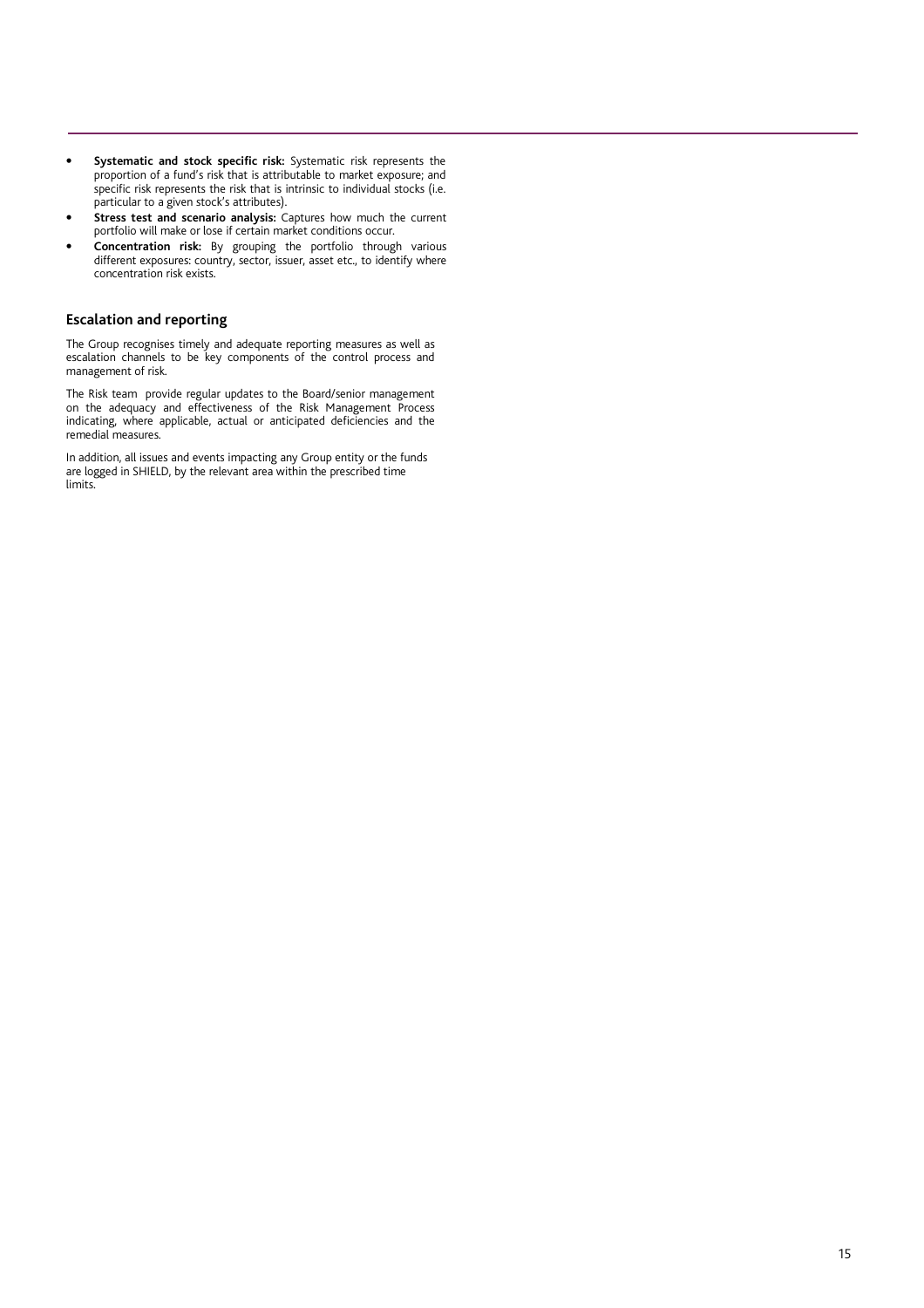- **Systematic and stock specific risk:** Systematic risk represents the proportion of a fund's risk that is attributable to market exposure; and specific risk represents the risk that is intrinsic to individual stocks (i.e. particular to a given stock's attributes).
- **Stress test and scenario analysis:** Captures how much the current portfolio will make or lose if certain market conditions occur.
- **Concentration risk:** By grouping the portfolio through various different exposures: country, sector, issuer, asset etc., to identify where concentration risk exists.

## Escalation and reporting

The Group recognises timely and adequate reporting measures as well as escalation channels to be key components of the control process and management of risk.

The Risk team provide regular updates to the Board/senior management on the adequacy and effectiveness of the Risk Management Process indicating, where applicable, actual or anticipated deficiencies and the remedial measures.

In addition, all issues and events impacting any Group entity or the funds are logged in SHIELD, by the relevant area within the prescribed time limits.